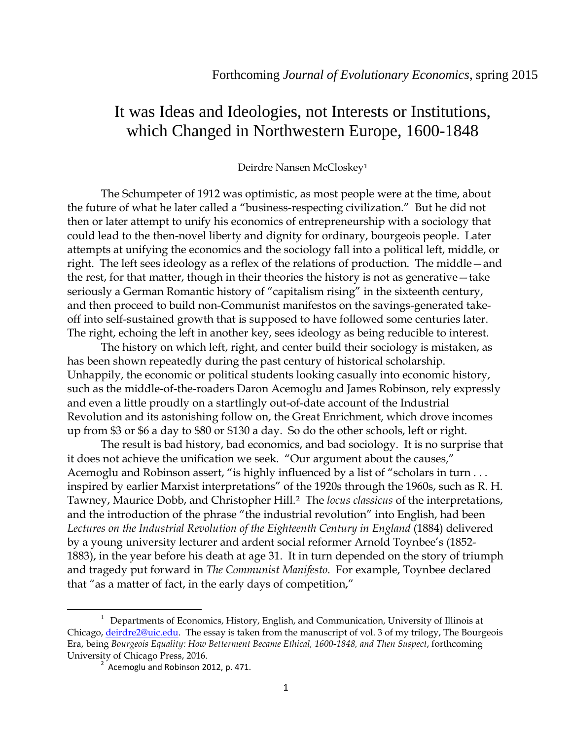Forthcoming *Journal of Evolutionary Economics*, spring 2015

# It was Ideas and Ideologies, not Interests or Institutions, which Changed in Northwestern Europe, 1600-1848

Deirdre Nansen McCloskey[1]

The Schumpeter of 1912 was optimistic, as most people were at the time, about the future of what he later called a "business-respecting civilization." But he did not then or later attempt to unify his economics of entrepreneurship with a sociology that could lead to the then-novel liberty and dignity for ordinary, bourgeois people. Later attempts at unifying the economics and the sociology fall into a political left, middle, or right. The left sees ideology as a reflex of the relations of production. The middle—and the rest, for that matter, though in their theories the history is not as generative—take seriously a German Romantic history of "capitalism rising" in the sixteenth century, and then proceed to build non-Communist manifestos on the savings-generated take-off into self-sustained growth that is supposed to have followed some centuries later. The right, echoing the left in another key, sees ideology as being reducible to interest.

The history on which left, right, and center build their sociology is mistaken, as has been shown repeatedly during the past century of historical scholarship. Unhappily, the economic or political students looking casually into economic history, such as the middle-of-the-roaders Daron Acemoglu and James Robinson, rely expressly and even a little proudly on a startlingly out-of-date account of the Industrial Revolution and its astonishing follow on, the Great Enrichment, which drove incomes up from \$3 or \$6 a day to \$80 or \$130 a day. So do the other schools, left or right.

The result is bad history, bad economics, and bad sociology. It is no surprise that it does not achieve the unification we seek. "Our argument about the causes," Acemoglu and Robinson assert, "is highly influenced by a list of "scholars in turn . . . inspired by earlier Marxist interpretations" of the 1920s through the 1960s, such as R. H. Tawney, Maurice Dobb, and Christopher Hill.[2] The *locus classicus* of the interpretations, and the introduction of the phrase "the industrial revolution" into English, had been *Lectures on the Industrial Revolution of the Eighteenth Century in England* (1884) delivered by a young university lecturer and ardent social reformer Arnold Toynbee's (1852-1883), in the year before his death at age 31. It in turn depended on the story of triumph and tragedy put forward in *The Communist Manifesto*. For example, Toynbee declared that "as a matter of fact, in the early days of competition,"

---

[1] Departments of Economics, History, English, and Communication, University of Illinois at Chicago, deirdre2@uic.edu. The essay is taken from the manuscript of vol. 3 of my trilogy, The Bourgeois Era, being *Bourgeois Equality: How Betterment Became Ethical, 1600-1848, and Then Suspect*, forthcoming University of Chicago Press, 2016.

[2] Acemoglu and Robinson 2012, p. 471.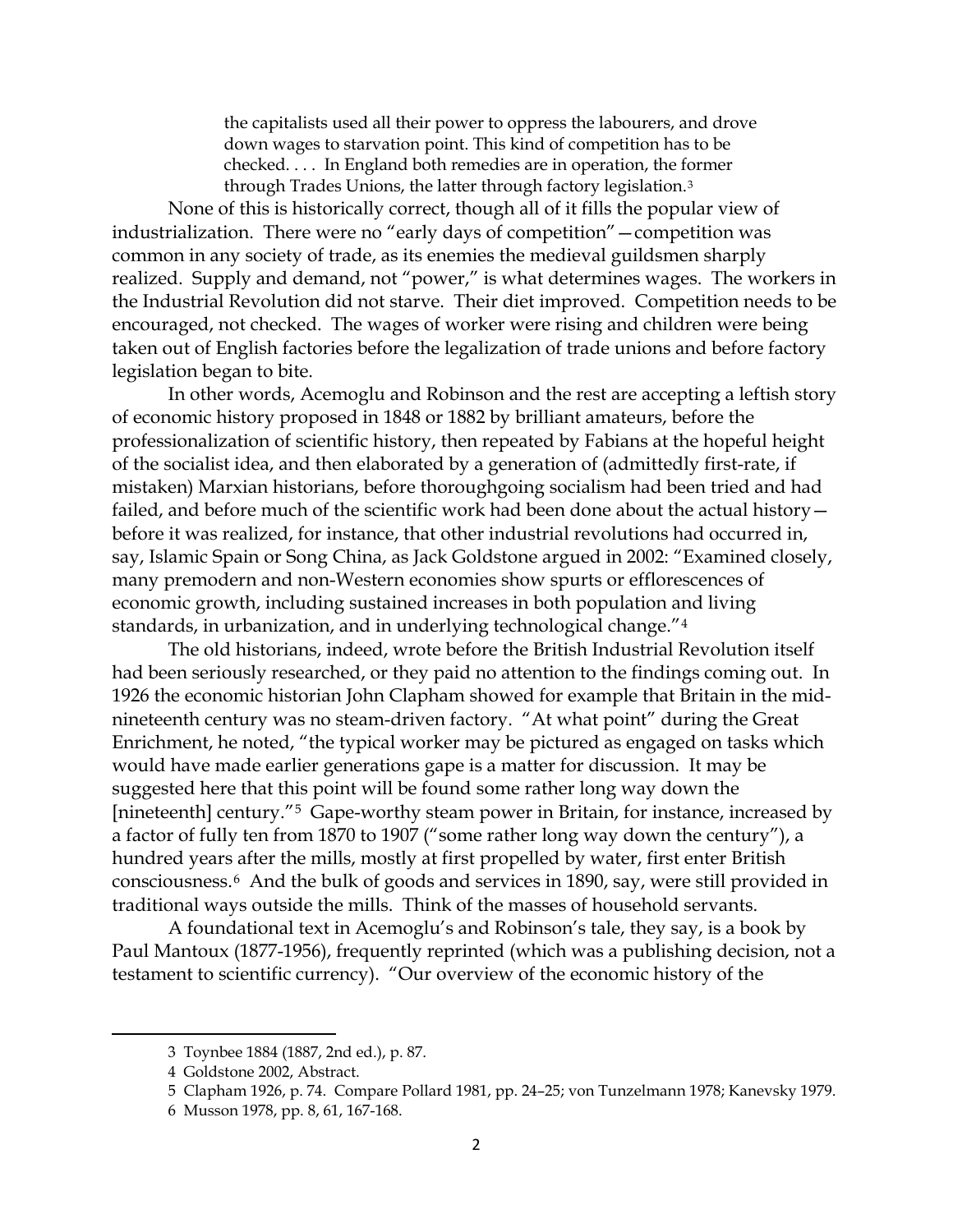> the capitalists used all their power to oppress the labourers, and drove down wages to starvation point. This kind of competition has to be checked. . . . In England both remedies are in operation, the former through Trades Unions, the latter through factory legislation.[3]

None of this is historically correct, though all of it fills the popular view of industrialization. There were no "early days of competition"—competition was common in any society of trade, as its enemies the medieval guildsmen sharply realized. Supply and demand, not "power," is what determines wages. The workers in the Industrial Revolution did not starve. Their diet improved. Competition needs to be encouraged, not checked. The wages of worker were rising and children were being taken out of English factories before the legalization of trade unions and before factory legislation began to bite.

In other words, Acemoglu and Robinson and the rest are accepting a leftish story of economic history proposed in 1848 or 1882 by brilliant amateurs, before the professionalization of scientific history, then repeated by Fabians at the hopeful height of the socialist idea, and then elaborated by a generation of (admittedly first-rate, if mistaken) Marxian historians, before thoroughgoing socialism had been tried and had failed, and before much of the scientific work had been done about the actual history—before it was realized, for instance, that other industrial revolutions had occurred in, say, Islamic Spain or Song China, as Jack Goldstone argued in 2002: "Examined closely, many premodern and non-Western economies show spurts or efflorescences of economic growth, including sustained increases in both population and living standards, in urbanization, and in underlying technological change."[4]

The old historians, indeed, wrote before the British Industrial Revolution itself had been seriously researched, or they paid no attention to the findings coming out. In 1926 the economic historian John Clapham showed for example that Britain in the mid-nineteenth century was no steam-driven factory. "At what point" during the Great Enrichment, he noted, "the typical worker may be pictured as engaged on tasks which would have made earlier generations gape is a matter for discussion. It may be suggested here that this point will be found some rather long way down the [nineteenth] century."[5] Gape-worthy steam power in Britain, for instance, increased by a factor of fully ten from 1870 to 1907 ("some rather long way down the century"), a hundred years after the mills, mostly at first propelled by water, first enter British consciousness.[6] And the bulk of goods and services in 1890, say, were still provided in traditional ways outside the mills. Think of the masses of household servants.

A foundational text in Acemoglu's and Robinson's tale, they say, is a book by Paul Mantoux (1877-1956), frequently reprinted (which was a publishing decision, not a testament to scientific currency). "Our overview of the economic history of the

---

3 Toynbee 1884 (1887, 2nd ed.), p. 87.

4 Goldstone 2002, Abstract.

5 Clapham 1926, p. 74. Compare Pollard 1981, pp. 24–25; von Tunzelmann 1978; Kanevsky 1979.

6 Musson 1978, pp. 8, 61, 167-168.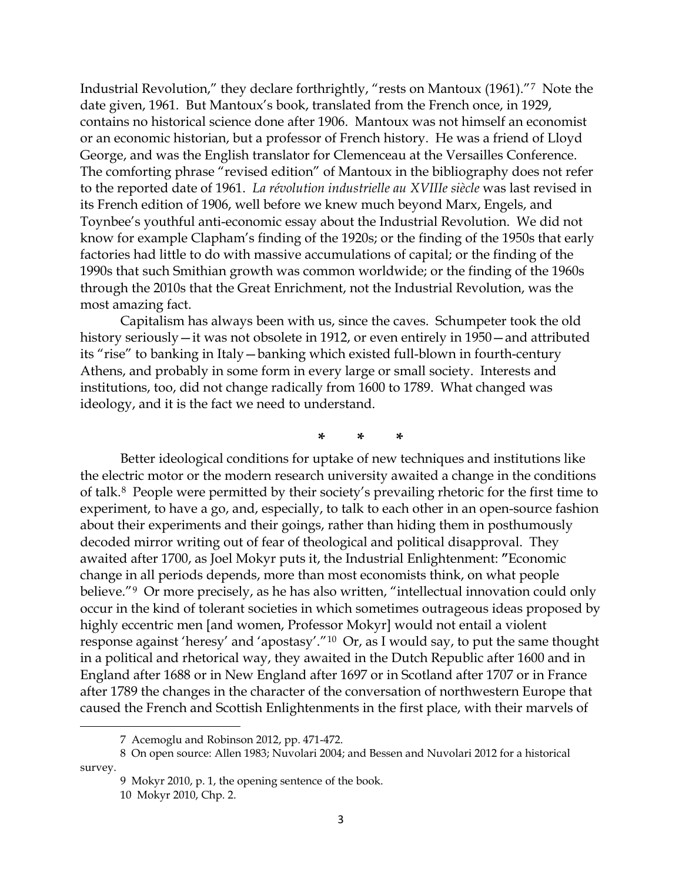Industrial Revolution," they declare forthrightly, "rests on Mantoux (1961)."[7] Note the date given, 1961. But Mantoux's book, translated from the French once, in 1929, contains no historical science done after 1906. Mantoux was not himself an economist or an economic historian, but a professor of French history. He was a friend of Lloyd George, and was the English translator for Clemenceau at the Versailles Conference. The comforting phrase "revised edition" of Mantoux in the bibliography does not refer to the reported date of 1961. *La révolution industrielle au XVIIIe siècle* was last revised in its French edition of 1906, well before we knew much beyond Marx, Engels, and Toynbee's youthful anti-economic essay about the Industrial Revolution. We did not know for example Clapham's finding of the 1920s; or the finding of the 1950s that early factories had little to do with massive accumulations of capital; or the finding of the 1990s that such Smithian growth was common worldwide; or the finding of the 1960s through the 2010s that the Great Enrichment, not the Industrial Revolution, was the most amazing fact.

Capitalism has always been with us, since the caves. Schumpeter took the old history seriously—it was not obsolete in 1912, or even entirely in 1950—and attributed its "rise" to banking in Italy—banking which existed full-blown in fourth-century Athens, and probably in some form in every large or small society. Interests and institutions, too, did not change radically from 1600 to 1789. What changed was ideology, and it is the fact we need to understand.

\* \* \*

Better ideological conditions for uptake of new techniques and institutions like the electric motor or the modern research university awaited a change in the conditions of talk.[8] People were permitted by their society's prevailing rhetoric for the first time to experiment, to have a go, and, especially, to talk to each other in an open-source fashion about their experiments and their goings, rather than hiding them in posthumously decoded mirror writing out of fear of theological and political disapproval. They awaited after 1700, as Joel Mokyr puts it, the Industrial Enlightenment: "Economic change in all periods depends, more than most economists think, on what people believe."[9] Or more precisely, as he has also written, "intellectual innovation could only occur in the kind of tolerant societies in which sometimes outrageous ideas proposed by highly eccentric men [and women, Professor Mokyr] would not entail a violent response against 'heresy' and 'apostasy'."[10] Or, as I would say, to put the same thought in a political and rhetorical way, they awaited in the Dutch Republic after 1600 and in England after 1688 or in New England after 1697 or in Scotland after 1707 or in France after 1789 the changes in the character of the conversation of northwestern Europe that caused the French and Scottish Enlightenments in the first place, with their marvels of

---

7 Acemoglu and Robinson 2012, pp. 471-472.

8 On open source: Allen 1983; Nuvolari 2004; and Bessen and Nuvolari 2012 for a historical survey.

9 Mokyr 2010, p. 1, the opening sentence of the book.

10 Mokyr 2010, Chp. 2.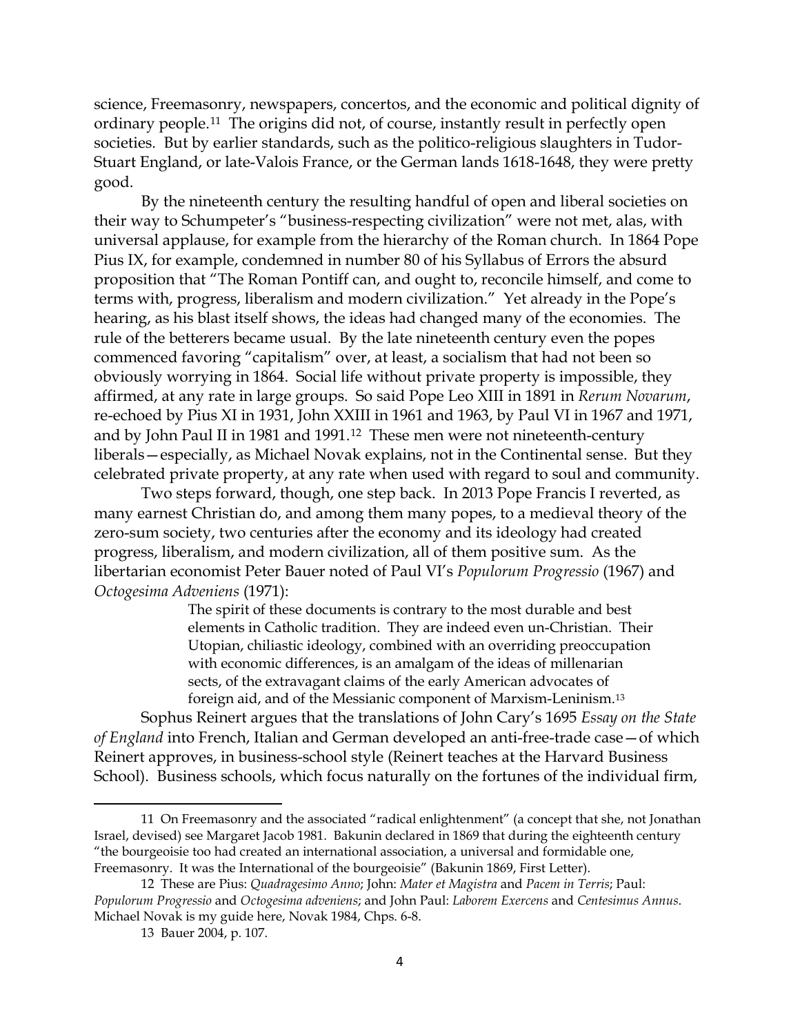science, Freemasonry, newspapers, concertos, and the economic and political dignity of ordinary people.[11] The origins did not, of course, instantly result in perfectly open societies. But by earlier standards, such as the politico-religious slaughters in Tudor-Stuart England, or late-Valois France, or the German lands 1618-1648, they were pretty good.

By the nineteenth century the resulting handful of open and liberal societies on their way to Schumpeter's "business-respecting civilization" were not met, alas, with universal applause, for example from the hierarchy of the Roman church. In 1864 Pope Pius IX, for example, condemned in number 80 of his Syllabus of Errors the absurd proposition that "The Roman Pontiff can, and ought to, reconcile himself, and come to terms with, progress, liberalism and modern civilization." Yet already in the Pope's hearing, as his blast itself shows, the ideas had changed many of the economies. The rule of the betterers became usual. By the late nineteenth century even the popes commenced favoring "capitalism" over, at least, a socialism that had not been so obviously worrying in 1864. Social life without private property is impossible, they affirmed, at any rate in large groups. So said Pope Leo XIII in 1891 in *Rerum Novarum*, re-echoed by Pius XI in 1931, John XXIII in 1961 and 1963, by Paul VI in 1967 and 1971, and by John Paul II in 1981 and 1991.[12] These men were not nineteenth-century liberals—especially, as Michael Novak explains, not in the Continental sense. But they celebrated private property, at any rate when used with regard to soul and community.

Two steps forward, though, one step back. In 2013 Pope Francis I reverted, as many earnest Christian do, and among them many popes, to a medieval theory of the zero-sum society, two centuries after the economy and its ideology had created progress, liberalism, and modern civilization, all of them positive sum. As the libertarian economist Peter Bauer noted of Paul VI's *Populorum Progressio* (1967) and *Octogesima Adveniens* (1971):

> The spirit of these documents is contrary to the most durable and best elements in Catholic tradition. They are indeed even un-Christian. Their Utopian, chiliastic ideology, combined with an overriding preoccupation with economic differences, is an amalgam of the ideas of millenarian sects, of the extravagant claims of the early American advocates of foreign aid, and of the Messianic component of Marxism-Leninism.[13]

Sophus Reinert argues that the translations of John Cary's 1695 *Essay on the State of England* into French, Italian and German developed an anti-free-trade case—of which Reinert approves, in business-school style (Reinert teaches at the Harvard Business School). Business schools, which focus naturally on the fortunes of the individual firm,

---

11 On Freemasonry and the associated "radical enlightenment" (a concept that she, not Jonathan Israel, devised) see Margaret Jacob 1981. Bakunin declared in 1869 that during the eighteenth century "the bourgeoisie too had created an international association, a universal and formidable one, Freemasonry. It was the International of the bourgeoisie" (Bakunin 1869, First Letter).

12 These are Pius: *Quadragesimo Anno*; John: *Mater et Magistra* and *Pacem in Terris*; Paul: *Populorum Progressio* and *Octogesima adveniens*; and John Paul: *Laborem Exercens* and *Centesimus Annus*. Michael Novak is my guide here, Novak 1984, Chps. 6-8.

13 Bauer 2004, p. 107.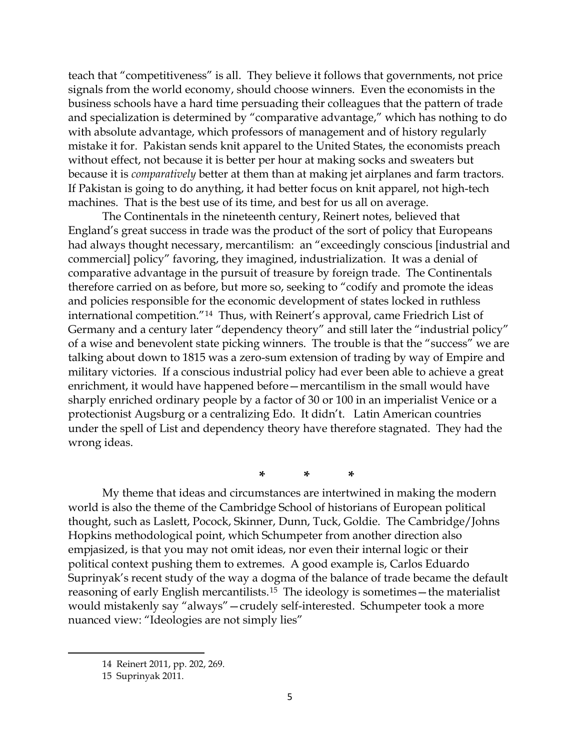teach that "competitiveness" is all. They believe it follows that governments, not price signals from the world economy, should choose winners. Even the economists in the business schools have a hard time persuading their colleagues that the pattern of trade and specialization is determined by "comparative advantage," which has nothing to do with absolute advantage, which professors of management and of history regularly mistake it for. Pakistan sends knit apparel to the United States, the economists preach without effect, not because it is better per hour at making socks and sweaters but because it is *comparatively* better at them than at making jet airplanes and farm tractors. If Pakistan is going to do anything, it had better focus on knit apparel, not high-tech machines. That is the best use of its time, and best for us all on average.

The Continentals in the nineteenth century, Reinert notes, believed that England's great success in trade was the product of the sort of policy that Europeans had always thought necessary, mercantilism: an "exceedingly conscious [industrial and commercial] policy" favoring, they imagined, industrialization. It was a denial of comparative advantage in the pursuit of treasure by foreign trade. The Continentals therefore carried on as before, but more so, seeking to "codify and promote the ideas and policies responsible for the economic development of states locked in ruthless international competition."[14] Thus, with Reinert's approval, came Friedrich List of Germany and a century later "dependency theory" and still later the "industrial policy" of a wise and benevolent state picking winners. The trouble is that the "success" we are talking about down to 1815 was a zero-sum extension of trading by way of Empire and military victories. If a conscious industrial policy had ever been able to achieve a great enrichment, it would have happened before—mercantilism in the small would have sharply enriched ordinary people by a factor of 30 or 100 in an imperialist Venice or a protectionist Augsburg or a centralizing Edo. It didn't. Latin American countries under the spell of List and dependency theory have therefore stagnated. They had the wrong ideas.

\* \* \*

My theme that ideas and circumstances are intertwined in making the modern world is also the theme of the Cambridge School of historians of European political thought, such as Laslett, Pocock, Skinner, Dunn, Tuck, Goldie. The Cambridge/Johns Hopkins methodological point, which Schumpeter from another direction also empjasized, is that you may not omit ideas, nor even their internal logic or their political context pushing them to extremes. A good example is, Carlos Eduardo Suprinyak's recent study of the way a dogma of the balance of trade became the default reasoning of early English mercantilists.[15] The ideology is sometimes—the materialist would mistakenly say "always"—crudely self-interested. Schumpeter took a more nuanced view: "Ideologies are not simply lies"

---

14 Reinert 2011, pp. 202, 269.

15 Suprinyak 2011.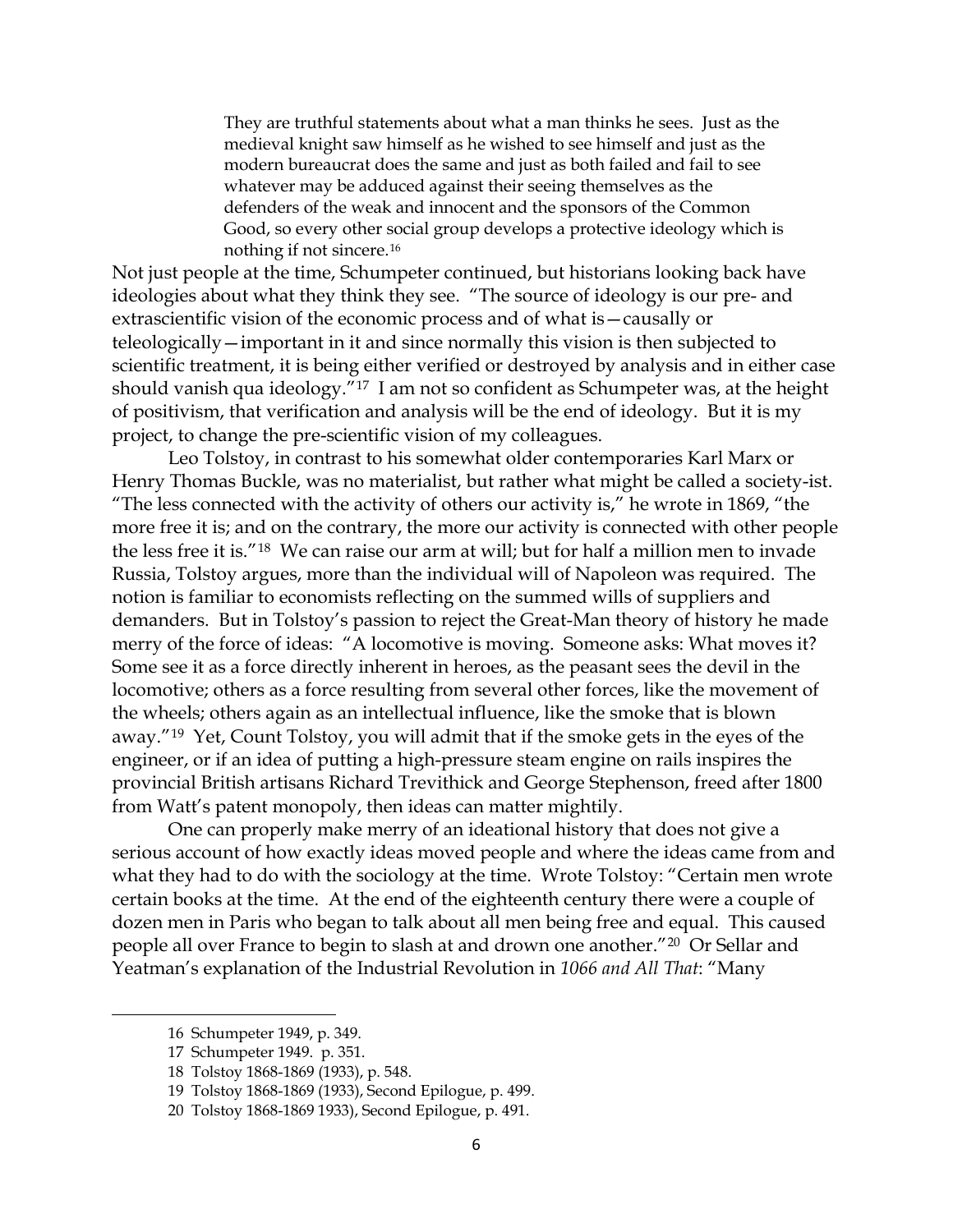> They are truthful statements about what a man thinks he sees. Just as the medieval knight saw himself as he wished to see himself and just as the modern bureaucrat does the same and just as both failed and fail to see whatever may be adduced against their seeing themselves as the defenders of the weak and innocent and the sponsors of the Common Good, so every other social group develops a protective ideology which is nothing if not sincere.[16]

Not just people at the time, Schumpeter continued, but historians looking back have ideologies about what they think they see. "The source of ideology is our pre- and extrascientific vision of the economic process and of what is—causally or teleologically—important in it and since normally this vision is then subjected to scientific treatment, it is being either verified or destroyed by analysis and in either case should vanish qua ideology."[17] I am not so confident as Schumpeter was, at the height of positivism, that verification and analysis will be the end of ideology. But it is my project, to change the pre-scientific vision of my colleagues.

Leo Tolstoy, in contrast to his somewhat older contemporaries Karl Marx or Henry Thomas Buckle, was no materialist, but rather what might be called a society-ist. "The less connected with the activity of others our activity is," he wrote in 1869, "the more free it is; and on the contrary, the more our activity is connected with other people the less free it is."[18] We can raise our arm at will; but for half a million men to invade Russia, Tolstoy argues, more than the individual will of Napoleon was required. The notion is familiar to economists reflecting on the summed wills of suppliers and demanders. But in Tolstoy's passion to reject the Great-Man theory of history he made merry of the force of ideas: "A locomotive is moving. Someone asks: What moves it? Some see it as a force directly inherent in heroes, as the peasant sees the devil in the locomotive; others as a force resulting from several other forces, like the movement of the wheels; others again as an intellectual influence, like the smoke that is blown away."[19] Yet, Count Tolstoy, you will admit that if the smoke gets in the eyes of the engineer, or if an idea of putting a high-pressure steam engine on rails inspires the provincial British artisans Richard Trevithick and George Stephenson, freed after 1800 from Watt's patent monopoly, then ideas can matter mightily.

One can properly make merry of an ideational history that does not give a serious account of how exactly ideas moved people and where the ideas came from and what they had to do with the sociology at the time. Wrote Tolstoy: "Certain men wrote certain books at the time. At the end of the eighteenth century there were a couple of dozen men in Paris who began to talk about all men being free and equal. This caused people all over France to begin to slash at and drown one another."[20] Or Sellar and Yeatman's explanation of the Industrial Revolution in *1066 and All That*: "Many

---

16 Schumpeter 1949, p. 349.

17 Schumpeter 1949. p. 351.

18 Tolstoy 1868-1869 (1933), p. 548.

19 Tolstoy 1868-1869 (1933), Second Epilogue, p. 499.

20 Tolstoy 1868-1869 1933), Second Epilogue, p. 491.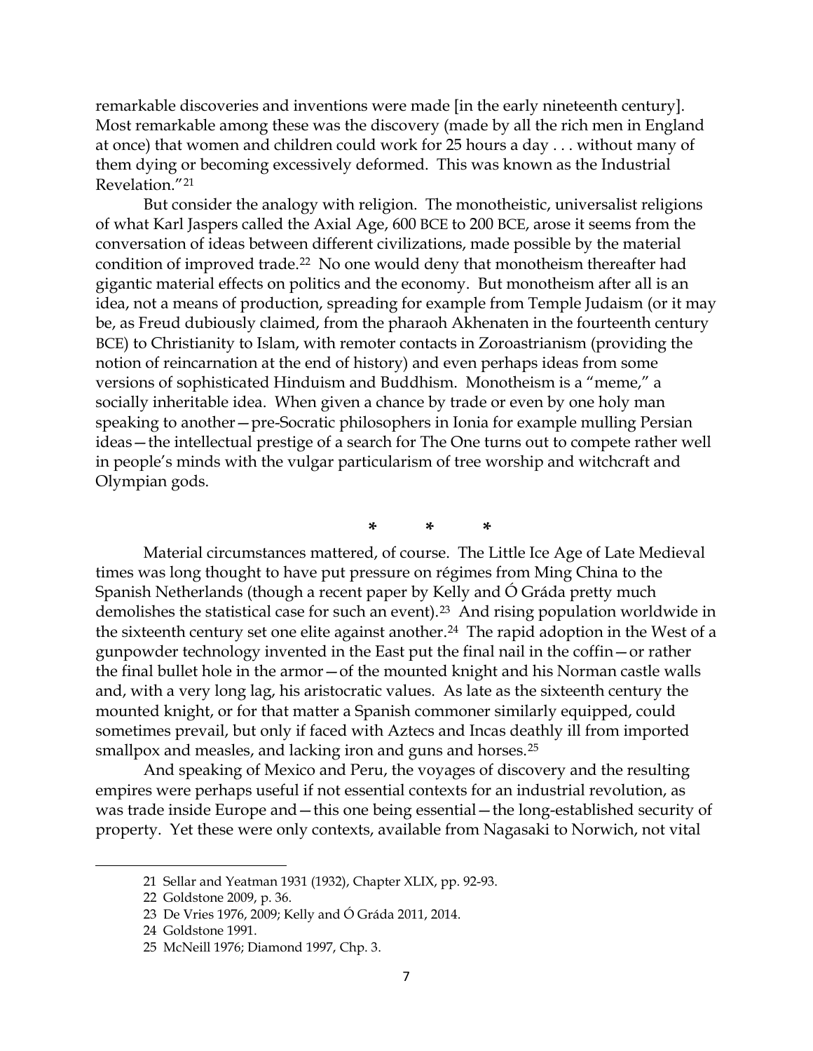remarkable discoveries and inventions were made [in the early nineteenth century]. Most remarkable among these was the discovery (made by all the rich men in England at once) that women and children could work for 25 hours a day . . . without many of them dying or becoming excessively deformed. This was known as the Industrial Revelation."[21]

But consider the analogy with religion. The monotheistic, universalist religions of what Karl Jaspers called the Axial Age, 600 BCE to 200 BCE, arose it seems from the conversation of ideas between different civilizations, made possible by the material condition of improved trade.[22] No one would deny that monotheism thereafter had gigantic material effects on politics and the economy. But monotheism after all is an idea, not a means of production, spreading for example from Temple Judaism (or it may be, as Freud dubiously claimed, from the pharaoh Akhenaten in the fourteenth century BCE) to Christianity to Islam, with remoter contacts in Zoroastrianism (providing the notion of reincarnation at the end of history) and even perhaps ideas from some versions of sophisticated Hinduism and Buddhism. Monotheism is a "meme," a socially inheritable idea. When given a chance by trade or even by one holy man speaking to another—pre-Socratic philosophers in Ionia for example mulling Persian ideas—the intellectual prestige of a search for The One turns out to compete rather well in people's minds with the vulgar particularism of tree worship and witchcraft and Olympian gods.

\* \* \*

Material circumstances mattered, of course. The Little Ice Age of Late Medieval times was long thought to have put pressure on régimes from Ming China to the Spanish Netherlands (though a recent paper by Kelly and Ó Gráda pretty much demolishes the statistical case for such an event).[23] And rising population worldwide in the sixteenth century set one elite against another.[24] The rapid adoption in the West of a gunpowder technology invented in the East put the final nail in the coffin—or rather the final bullet hole in the armor—of the mounted knight and his Norman castle walls and, with a very long lag, his aristocratic values. As late as the sixteenth century the mounted knight, or for that matter a Spanish commoner similarly equipped, could sometimes prevail, but only if faced with Aztecs and Incas deathly ill from imported smallpox and measles, and lacking iron and guns and horses.[25]

And speaking of Mexico and Peru, the voyages of discovery and the resulting empires were perhaps useful if not essential contexts for an industrial revolution, as was trade inside Europe and—this one being essential—the long-established security of property. Yet these were only contexts, available from Nagasaki to Norwich, not vital

---

21 Sellar and Yeatman 1931 (1932), Chapter XLIX, pp. 92-93.

22 Goldstone 2009, p. 36.

23 De Vries 1976, 2009; Kelly and Ó Gráda 2011, 2014.

24 Goldstone 1991.

25 McNeill 1976; Diamond 1997, Chp. 3.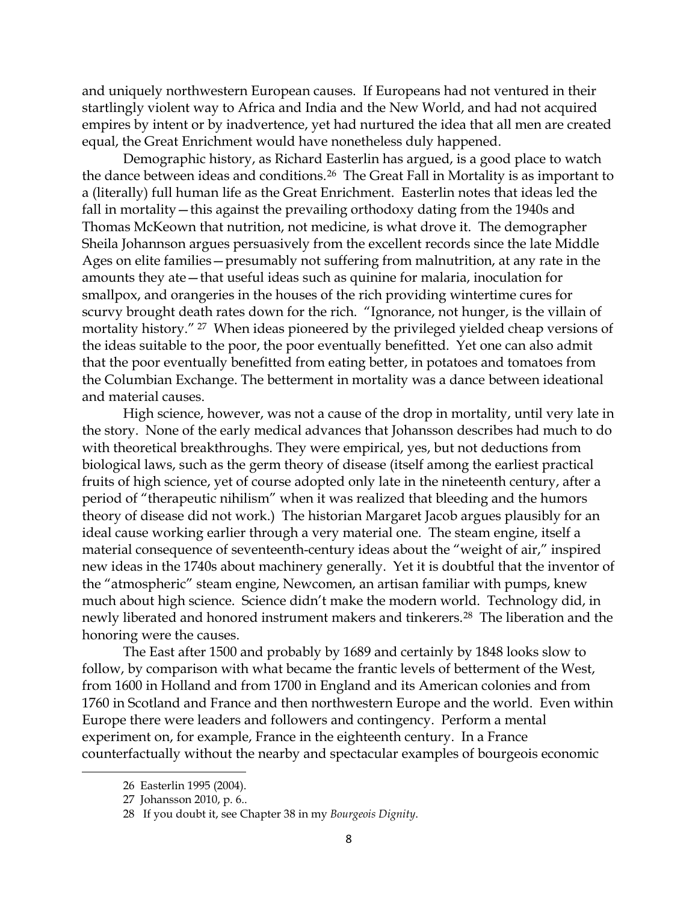and uniquely northwestern European causes. If Europeans had not ventured in their startlingly violent way to Africa and India and the New World, and had not acquired empires by intent or by inadvertence, yet had nurtured the idea that all men are created equal, the Great Enrichment would have nonetheless duly happened.

Demographic history, as Richard Easterlin has argued, is a good place to watch the dance between ideas and conditions.[26] The Great Fall in Mortality is as important to a (literally) full human life as the Great Enrichment. Easterlin notes that ideas led the fall in mortality—this against the prevailing orthodoxy dating from the 1940s and Thomas McKeown that nutrition, not medicine, is what drove it. The demographer Sheila Johannson argues persuasively from the excellent records since the late Middle Ages on elite families—presumably not suffering from malnutrition, at any rate in the amounts they ate—that useful ideas such as quinine for malaria, inoculation for smallpox, and orangeries in the houses of the rich providing wintertime cures for scurvy brought death rates down for the rich. "Ignorance, not hunger, is the villain of mortality history." [27] When ideas pioneered by the privileged yielded cheap versions of the ideas suitable to the poor, the poor eventually benefitted. Yet one can also admit that the poor eventually benefitted from eating better, in potatoes and tomatoes from the Columbian Exchange. The betterment in mortality was a dance between ideational and material causes.

High science, however, was not a cause of the drop in mortality, until very late in the story. None of the early medical advances that Johansson describes had much to do with theoretical breakthroughs. They were empirical, yes, but not deductions from biological laws, such as the germ theory of disease (itself among the earliest practical fruits of high science, yet of course adopted only late in the nineteenth century, after a period of "therapeutic nihilism" when it was realized that bleeding and the humors theory of disease did not work.) The historian Margaret Jacob argues plausibly for an ideal cause working earlier through a very material one. The steam engine, itself a material consequence of seventeenth-century ideas about the "weight of air," inspired new ideas in the 1740s about machinery generally. Yet it is doubtful that the inventor of the "atmospheric" steam engine, Newcomen, an artisan familiar with pumps, knew much about high science. Science didn't make the modern world. Technology did, in newly liberated and honored instrument makers and tinkerers.[28] The liberation and the honoring were the causes.

The East after 1500 and probably by 1689 and certainly by 1848 looks slow to follow, by comparison with what became the frantic levels of betterment of the West, from 1600 in Holland and from 1700 in England and its American colonies and from 1760 in Scotland and France and then northwestern Europe and the world. Even within Europe there were leaders and followers and contingency. Perform a mental experiment on, for example, France in the eighteenth century. In a France counterfactually without the nearby and spectacular examples of bourgeois economic

---

26 Easterlin 1995 (2004).

27 Johansson 2010, p. 6..

28 If you doubt it, see Chapter 38 in my *Bourgeois Dignity*.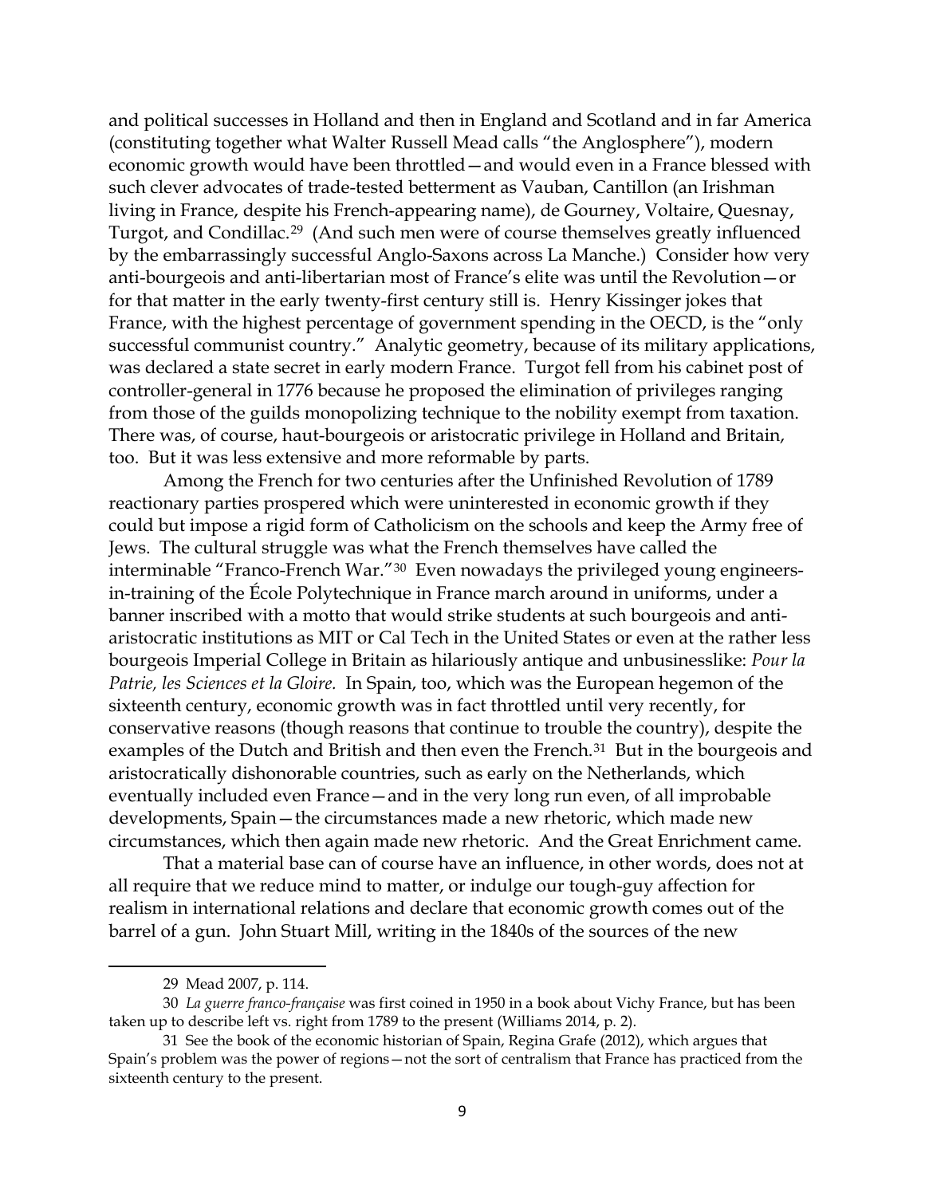and political successes in Holland and then in England and Scotland and in far America (constituting together what Walter Russell Mead calls "the Anglosphere"), modern economic growth would have been throttled—and would even in a France blessed with such clever advocates of trade-tested betterment as Vauban, Cantillon (an Irishman living in France, despite his French-appearing name), de Gourney, Voltaire, Quesnay, Turgot, and Condillac.[29] (And such men were of course themselves greatly influenced by the embarrassingly successful Anglo-Saxons across La Manche.) Consider how very anti-bourgeois and anti-libertarian most of France's elite was until the Revolution—or for that matter in the early twenty-first century still is. Henry Kissinger jokes that France, with the highest percentage of government spending in the OECD, is the "only successful communist country." Analytic geometry, because of its military applications, was declared a state secret in early modern France. Turgot fell from his cabinet post of controller-general in 1776 because he proposed the elimination of privileges ranging from those of the guilds monopolizing technique to the nobility exempt from taxation. There was, of course, haut-bourgeois or aristocratic privilege in Holland and Britain, too. But it was less extensive and more reformable by parts.

Among the French for two centuries after the Unfinished Revolution of 1789 reactionary parties prospered which were uninterested in economic growth if they could but impose a rigid form of Catholicism on the schools and keep the Army free of Jews. The cultural struggle was what the French themselves have called the interminable "Franco-French War."[30] Even nowadays the privileged young engineers-in-training of the École Polytechnique in France march around in uniforms, under a banner inscribed with a motto that would strike students at such bourgeois and anti-aristocratic institutions as MIT or Cal Tech in the United States or even at the rather less bourgeois Imperial College in Britain as hilariously antique and unbusinesslike: *Pour la Patrie, les Sciences et la Gloire.* In Spain, too, which was the European hegemon of the sixteenth century, economic growth was in fact throttled until very recently, for conservative reasons (though reasons that continue to trouble the country), despite the examples of the Dutch and British and then even the French.[31] But in the bourgeois and aristocratically dishonorable countries, such as early on the Netherlands, which eventually included even France—and in the very long run even, of all improbable developments, Spain—the circumstances made a new rhetoric, which made new circumstances, which then again made new rhetoric. And the Great Enrichment came.

That a material base can of course have an influence, in other words, does not at all require that we reduce mind to matter, or indulge our tough-guy affection for realism in international relations and declare that economic growth comes out of the barrel of a gun. John Stuart Mill, writing in the 1840s of the sources of the new

---

29 Mead 2007, p. 114.

30 *La guerre franco-française* was first coined in 1950 in a book about Vichy France, but has been taken up to describe left vs. right from 1789 to the present (Williams 2014, p. 2).

31 See the book of the economic historian of Spain, Regina Grafe (2012), which argues that Spain's problem was the power of regions—not the sort of centralism that France has practiced from the sixteenth century to the present.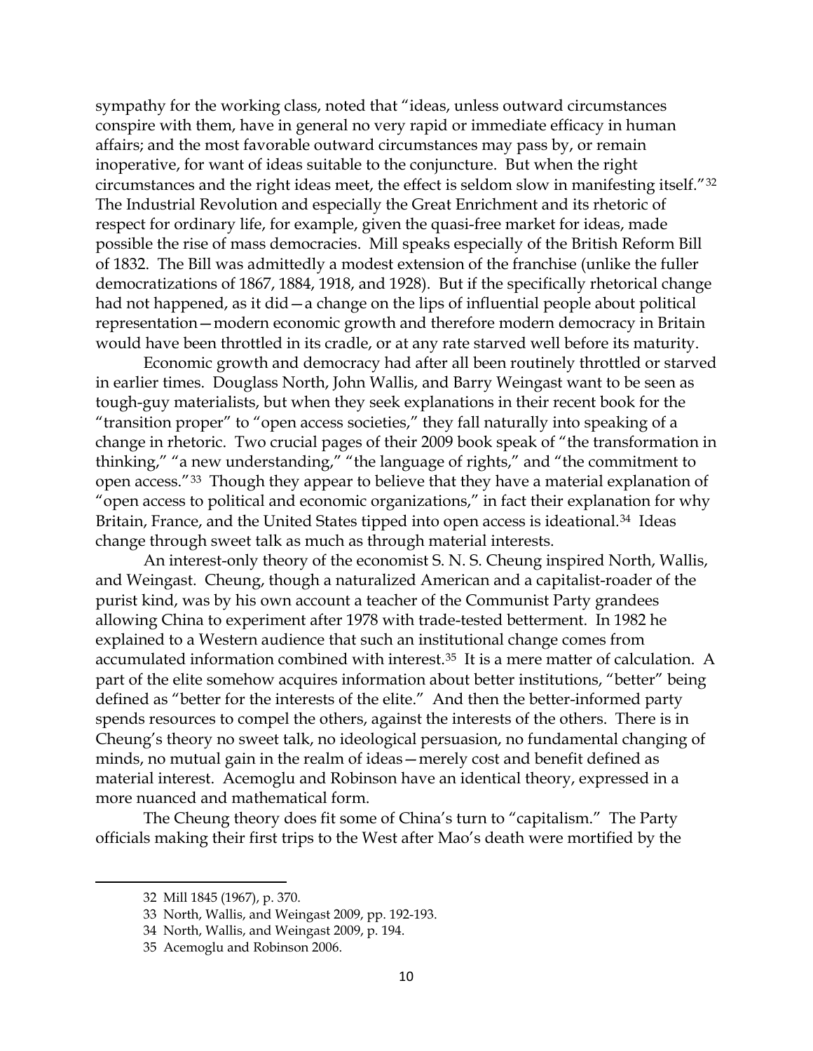sympathy for the working class, noted that "ideas, unless outward circumstances conspire with them, have in general no very rapid or immediate efficacy in human affairs; and the most favorable outward circumstances may pass by, or remain inoperative, for want of ideas suitable to the conjuncture. But when the right circumstances and the right ideas meet, the effect is seldom slow in manifesting itself."[32] The Industrial Revolution and especially the Great Enrichment and its rhetoric of respect for ordinary life, for example, given the quasi-free market for ideas, made possible the rise of mass democracies. Mill speaks especially of the British Reform Bill of 1832. The Bill was admittedly a modest extension of the franchise (unlike the fuller democratizations of 1867, 1884, 1918, and 1928). But if the specifically rhetorical change had not happened, as it did—a change on the lips of influential people about political representation—modern economic growth and therefore modern democracy in Britain would have been throttled in its cradle, or at any rate starved well before its maturity.

Economic growth and democracy had after all been routinely throttled or starved in earlier times. Douglass North, John Wallis, and Barry Weingast want to be seen as tough-guy materialists, but when they seek explanations in their recent book for the "transition proper" to "open access societies," they fall naturally into speaking of a change in rhetoric. Two crucial pages of their 2009 book speak of "the transformation in thinking," "a new understanding," "the language of rights," and "the commitment to open access."[33] Though they appear to believe that they have a material explanation of "open access to political and economic organizations," in fact their explanation for why Britain, France, and the United States tipped into open access is ideational.[34] Ideas change through sweet talk as much as through material interests.

An interest-only theory of the economist S. N. S. Cheung inspired North, Wallis, and Weingast. Cheung, though a naturalized American and a capitalist-roader of the purist kind, was by his own account a teacher of the Communist Party grandees allowing China to experiment after 1978 with trade-tested betterment. In 1982 he explained to a Western audience that such an institutional change comes from accumulated information combined with interest.[35] It is a mere matter of calculation. A part of the elite somehow acquires information about better institutions, "better" being defined as "better for the interests of the elite." And then the better-informed party spends resources to compel the others, against the interests of the others. There is in Cheung's theory no sweet talk, no ideological persuasion, no fundamental changing of minds, no mutual gain in the realm of ideas—merely cost and benefit defined as material interest. Acemoglu and Robinson have an identical theory, expressed in a more nuanced and mathematical form.

The Cheung theory does fit some of China's turn to "capitalism." The Party officials making their first trips to the West after Mao's death were mortified by the

---

32 Mill 1845 (1967), p. 370.

33 North, Wallis, and Weingast 2009, pp. 192-193.

34 North, Wallis, and Weingast 2009, p. 194.

35 Acemoglu and Robinson 2006.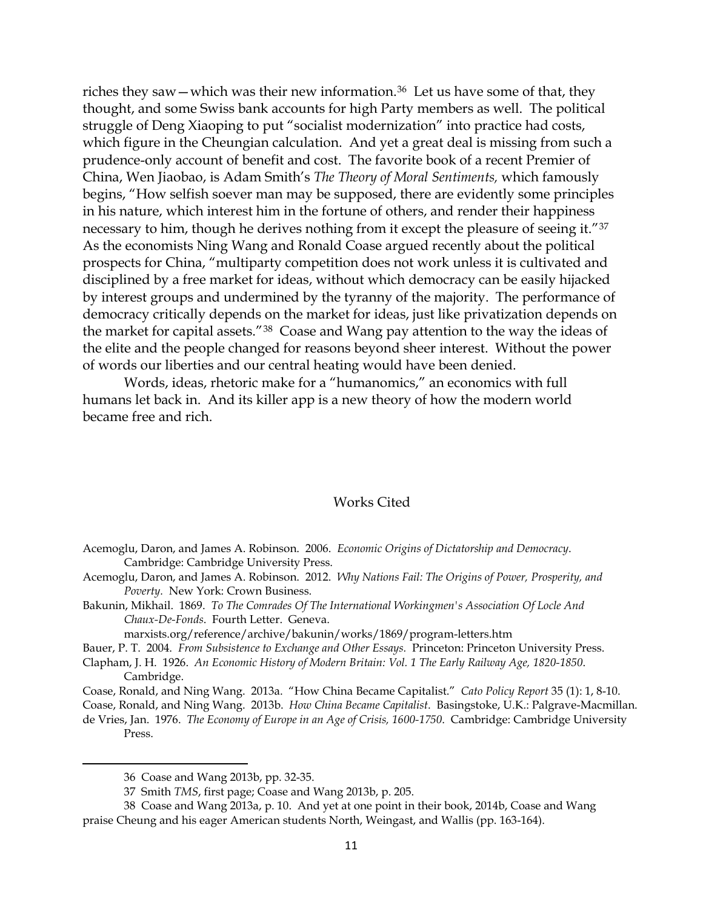riches they saw—which was their new information.[36] Let us have some of that, they thought, and some Swiss bank accounts for high Party members as well. The political struggle of Deng Xiaoping to put "socialist modernization" into practice had costs, which figure in the Cheungian calculation. And yet a great deal is missing from such a prudence-only account of benefit and cost. The favorite book of a recent Premier of China, Wen Jiaobao, is Adam Smith's *The Theory of Moral Sentiments,* which famously begins, "How selfish soever man may be supposed, there are evidently some principles in his nature, which interest him in the fortune of others, and render their happiness necessary to him, though he derives nothing from it except the pleasure of seeing it."[37] As the economists Ning Wang and Ronald Coase argued recently about the political prospects for China, "multiparty competition does not work unless it is cultivated and disciplined by a free market for ideas, without which democracy can be easily hijacked by interest groups and undermined by the tyranny of the majority. The performance of democracy critically depends on the market for ideas, just like privatization depends on the market for capital assets."[38] Coase and Wang pay attention to the way the ideas of the elite and the people changed for reasons beyond sheer interest. Without the power of words our liberties and our central heating would have been denied.

Words, ideas, rhetoric make for a "humanomics," an economics with full humans let back in. And its killer app is a new theory of how the modern world became free and rich.

## Works Cited

Acemoglu, Daron, and James A. Robinson. 2006. *Economic Origins of Dictatorship and Democracy.* Cambridge: Cambridge University Press.

Acemoglu, Daron, and James A. Robinson. 2012. *Why Nations Fail: The Origins of Power, Prosperity, and Poverty.* New York: Crown Business.

Bakunin, Mikhail. 1869. *To The Comrades Of The International Workingmen's Association Of Locle And Chaux-De-Fonds*. Fourth Letter. Geneva. marxists.org/reference/archive/bakunin/works/1869/program-letters.htm

Bauer, P. T. 2004. *From Subsistence to Exchange and Other Essays.* Princeton: Princeton University Press.

Clapham, J. H. 1926. *An Economic History of Modern Britain: Vol. 1 The Early Railway Age, 1820-1850.* Cambridge.

Coase, Ronald, and Ning Wang. 2013a. "How China Became Capitalist." *Cato Policy Report* 35 (1): 1, 8-10.

Coase, Ronald, and Ning Wang. 2013b. *How China Became Capitalist*. Basingstoke, U.K.: Palgrave-Macmillan.

de Vries, Jan. 1976. *The Economy of Europe in an Age of Crisis, 1600-1750*. Cambridge: Cambridge University Press.

---

36 Coase and Wang 2013b, pp. 32-35.

37 Smith *TMS*, first page; Coase and Wang 2013b, p. 205.

38 Coase and Wang 2013a, p. 10. And yet at one point in their book, 2014b, Coase and Wang praise Cheung and his eager American students North, Weingast, and Wallis (pp. 163-164).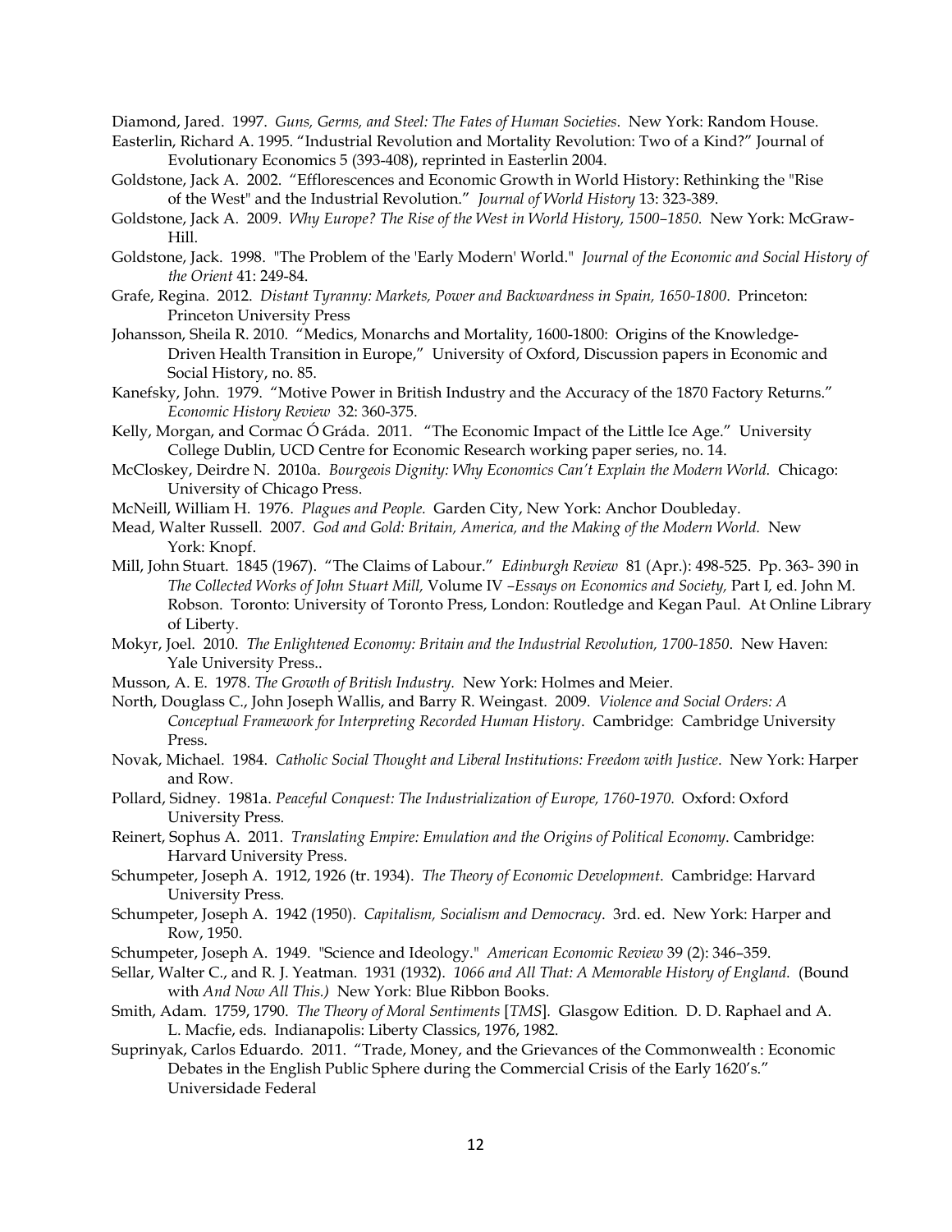Diamond, Jared. 1997. *Guns, Germs, and Steel: The Fates of Human Societies*. New York: Random House.

Easterlin, Richard A. 1995. "Industrial Revolution and Mortality Revolution: Two of a Kind?" Journal of Evolutionary Economics 5 (393-408), reprinted in Easterlin 2004.

Goldstone, Jack A. 2002. "Efflorescences and Economic Growth in World History: Rethinking the "Rise of the West" and the Industrial Revolution." *Journal of World History* 13: 323-389.

Goldstone, Jack A. 2009. *Why Europe? The Rise of the West in World History, 1500–1850.* New York: McGraw-Hill.

Goldstone, Jack. 1998. "The Problem of the 'Early Modern' World." *Journal of the Economic and Social History of the Orient* 41: 249-84.

Grafe, Regina. 2012. *Distant Tyranny: Markets, Power and Backwardness in Spain, 1650-1800*. Princeton: Princeton University Press

Johansson, Sheila R. 2010. "Medics, Monarchs and Mortality, 1600-1800: Origins of the Knowledge-Driven Health Transition in Europe," University of Oxford, Discussion papers in Economic and Social History, no. 85.

Kanefsky, John. 1979. "Motive Power in British Industry and the Accuracy of the 1870 Factory Returns." *Economic History Review* 32: 360-375.

Kelly, Morgan, and Cormac Ó Gráda. 2011. "The Economic Impact of the Little Ice Age." University College Dublin, UCD Centre for Economic Research working paper series, no. 14.

McCloskey, Deirdre N. 2010a. *Bourgeois Dignity: Why Economics Can't Explain the Modern World.* Chicago: University of Chicago Press.

McNeill, William H. 1976. *Plagues and People.* Garden City, New York: Anchor Doubleday.

Mead, Walter Russell. 2007. *God and Gold: Britain, America, and the Making of the Modern World.* New York: Knopf.

Mill, John Stuart. 1845 (1967). "The Claims of Labour." *Edinburgh Review* 81 (Apr.): 498-525. Pp. 363- 390 in *The Collected Works of John Stuart Mill,* Volume IV –*Essays on Economics and Society,* Part I, ed. John M. Robson. Toronto: University of Toronto Press, London: Routledge and Kegan Paul. At Online Library of Liberty.

Mokyr, Joel. 2010. *The Enlightened Economy: Britain and the Industrial Revolution, 1700-1850*. New Haven: Yale University Press..

Musson, A. E. 1978. *The Growth of British Industry.* New York: Holmes and Meier.

North, Douglass C., John Joseph Wallis, and Barry R. Weingast. 2009. *Violence and Social Orders: A Conceptual Framework for Interpreting Recorded Human History*. Cambridge: Cambridge University Press.

Novak, Michael. 1984. *Catholic Social Thought and Liberal Institutions: Freedom with Justice*. New York: Harper and Row.

Pollard, Sidney. 1981a. *Peaceful Conquest: The Industrialization of Europe, 1760-1970.* Oxford: Oxford University Press.

Reinert, Sophus A. 2011. *Translating Empire: Emulation and the Origins of Political Economy*. Cambridge: Harvard University Press.

Schumpeter, Joseph A. 1912, 1926 (tr. 1934). *The Theory of Economic Development.* Cambridge: Harvard University Press.

Schumpeter, Joseph A. 1942 (1950). *Capitalism, Socialism and Democracy.* 3rd. ed. New York: Harper and Row, 1950.

Schumpeter, Joseph A. 1949. "Science and Ideology." *American Economic Review* 39 (2): 346–359.

Sellar, Walter C., and R. J. Yeatman. 1931 (1932). *1066 and All That: A Memorable History of England.* (Bound with *And Now All This.)* New York: Blue Ribbon Books.

Smith, Adam. 1759, 1790. *The Theory of Moral Sentiments* [*TMS*]. Glasgow Edition. D. D. Raphael and A. L. Macfie, eds. Indianapolis: Liberty Classics, 1976, 1982.

Suprinyak, Carlos Eduardo. 2011. "Trade, Money, and the Grievances of the Commonwealth : Economic Debates in the English Public Sphere during the Commercial Crisis of the Early 1620's." Universidade Federal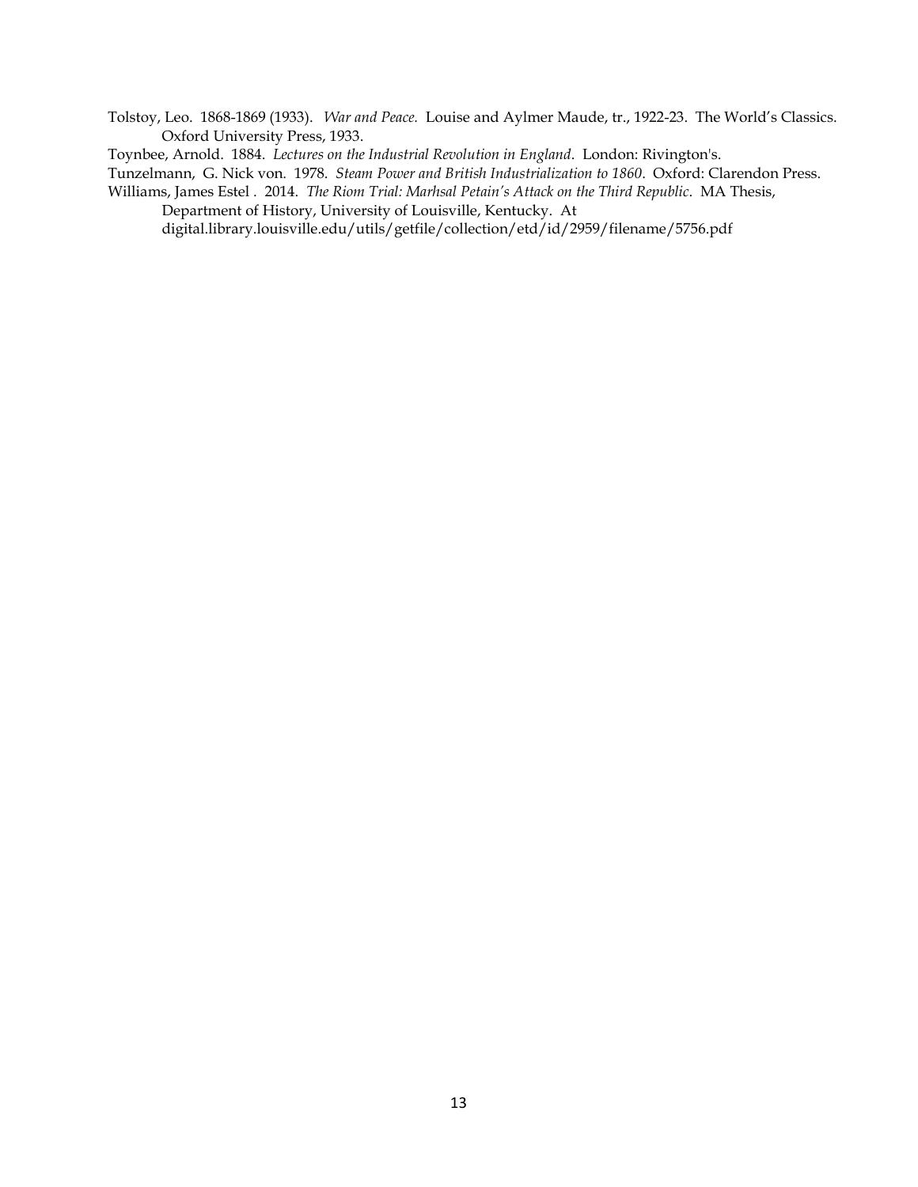Tolstoy, Leo. 1868-1869 (1933). *War and Peace.* Louise and Aylmer Maude, tr., 1922-23. The World's Classics. Oxford University Press, 1933.

Toynbee, Arnold. 1884. *Lectures on the Industrial Revolution in England*. London: Rivington's.

Tunzelmann, G. Nick von. 1978. *Steam Power and British Industrialization to 1860*. Oxford: Clarendon Press.

Williams, James Estel . 2014. *The Riom Trial: Marhsal Petain's Attack on the Third Republic*. MA Thesis, Department of History, University of Louisville, Kentucky. At digital.library.louisville.edu/utils/getfile/collection/etd/id/2959/filename/5756.pdf